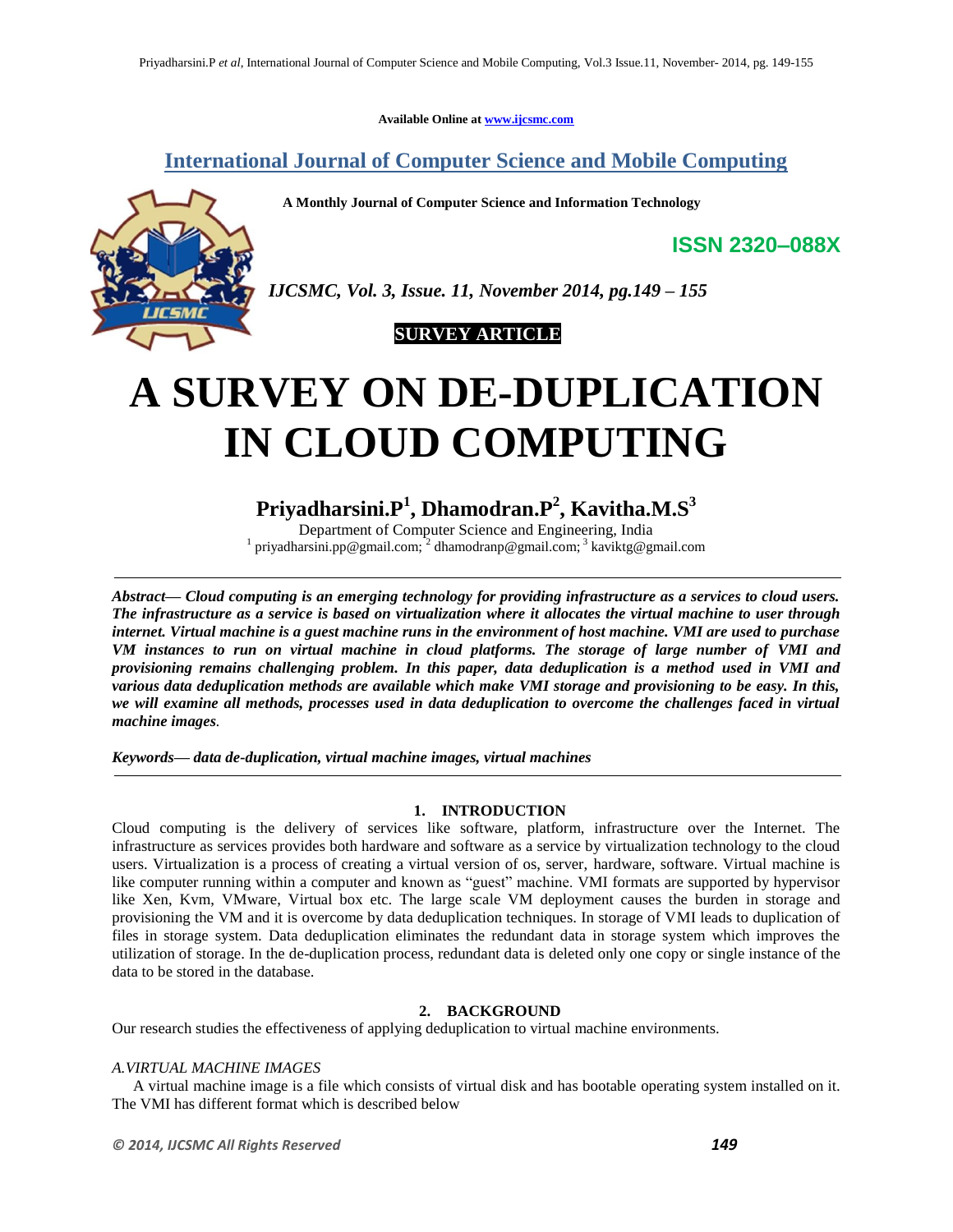Available Online at www.ijcsmc.com

**International Journal of Computer Science and Mobile Computing**

**A Monthly Journal of Computer Science and Information Technology**

**ISSN 2320–088X**

***IJCSMC, Vol. 3, Issue. 11, November 2014, pg.149 – 155***

**SURVEY ARTICLE**

# A SURVEY ON DE-DUPLICATION IN CLOUD COMPUTING

**Priyadharsini.P[1], Dhamodran.P[2], Kavitha.M.S[3]**

Department of Computer Science and Engineering, India

[1] priyadharsini.pp@gmail.com; [2] dhamodranp@gmail.com; [3] kaviktg@gmail.com

***Abstract— Cloud computing is an emerging technology for providing infrastructure as a services to cloud users. The infrastructure as a service is based on virtualization where it allocates the virtual machine to user through internet. Virtual machine is a guest machine runs in the environment of host machine. VMI are used to purchase VM instances to run on virtual machine in cloud platforms. The storage of large number of VMI and provisioning remains challenging problem. In this paper, data deduplication is a method used in VMI and various data deduplication methods are available which make VMI storage and provisioning to be easy. In this, we will examine all methods, processes used in data deduplication to overcome the challenges faced in virtual machine images.***

***Keywords— data de-duplication, virtual machine images, virtual machines***

## 1. INTRODUCTION

Cloud computing is the delivery of services like software, platform, infrastructure over the Internet. The infrastructure as services provides both hardware and software as a service by virtualization technology to the cloud users. Virtualization is a process of creating a virtual version of os, server, hardware, software. Virtual machine is like computer running within a computer and known as "guest" machine. VMI formats are supported by hypervisor like Xen, Kvm, VMware, Virtual box etc. The large scale VM deployment causes the burden in storage and provisioning the VM and it is overcome by data deduplication techniques. In storage of VMI leads to duplication of files in storage system. Data deduplication eliminates the redundant data in storage system which improves the utilization of storage. In the de-duplication process, redundant data is deleted only one copy or single instance of the data to be stored in the database.

## 2. BACKGROUND

Our research studies the effectiveness of applying deduplication to virtual machine environments.

### *A.VIRTUAL MACHINE IMAGES*

A virtual machine image is a file which consists of virtual disk and has bootable operating system installed on it. The VMI has different format which is described below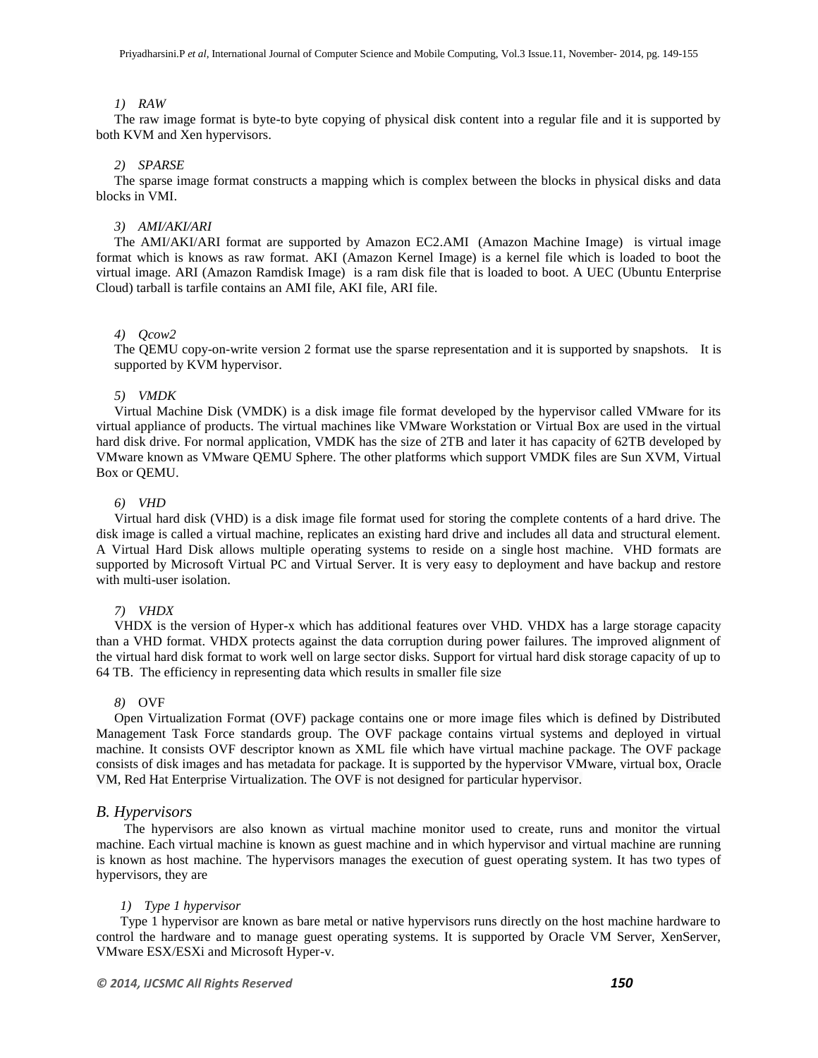*1) RAW*

The raw image format is byte-to byte copying of physical disk content into a regular file and it is supported by both KVM and Xen hypervisors.

*2) SPARSE*

The sparse image format constructs a mapping which is complex between the blocks in physical disks and data blocks in VMI.

*3) AMI/AKI/ARI*

The AMI/AKI/ARI format are supported by Amazon EC2.AMI (Amazon Machine Image) is virtual image format which is knows as raw format. AKI (Amazon Kernel Image) is a kernel file which is loaded to boot the virtual image. ARI (Amazon Ramdisk Image) is a ram disk file that is loaded to boot. A UEC (Ubuntu Enterprise Cloud) tarball is tarfile contains an AMI file, AKI file, ARI file.

*4) Qcow2*

The QEMU copy-on-write version 2 format use the sparse representation and it is supported by snapshots. It is supported by KVM hypervisor.

*5) VMDK*

Virtual Machine Disk (VMDK) is a disk image file format developed by the hypervisor called VMware for its virtual appliance of products. The virtual machines like VMware Workstation or Virtual Box are used in the virtual hard disk drive. For normal application, VMDK has the size of 2TB and later it has capacity of 62TB developed by VMware known as VMware QEMU Sphere. The other platforms which support VMDK files are Sun XVM, Virtual Box or QEMU.

*6) VHD*

Virtual hard disk (VHD) is a disk image file format used for storing the complete contents of a hard drive. The disk image is called a virtual machine, replicates an existing hard drive and includes all data and structural element. A Virtual Hard Disk allows multiple operating systems to reside on a single host machine. VHD formats are supported by Microsoft Virtual PC and Virtual Server. It is very easy to deployment and have backup and restore with multi-user isolation.

*7) VHDX*

VHDX is the version of Hyper-x which has additional features over VHD. VHDX has a large storage capacity than a VHD format. VHDX protects against the data corruption during power failures. The improved alignment of the virtual hard disk format to work well on large sector disks. Support for virtual hard disk storage capacity of up to 64 TB. The efficiency in representing data which results in smaller file size

*8)* OVF

Open Virtualization Format (OVF) package contains one or more image files which is defined by Distributed Management Task Force standards group. The OVF package contains virtual systems and deployed in virtual machine. It consists OVF descriptor known as XML file which have virtual machine package. The OVF package consists of disk images and has metadata for package. It is supported by the hypervisor VMware, virtual box, Oracle VM, Red Hat Enterprise Virtualization. The OVF is not designed for particular hypervisor.

## *B. Hypervisors*

The hypervisors are also known as virtual machine monitor used to create, runs and monitor the virtual machine. Each virtual machine is known as guest machine and in which hypervisor and virtual machine are running is known as host machine. The hypervisors manages the execution of guest operating system. It has two types of hypervisors, they are

*1) Type 1 hypervisor*

Type 1 hypervisor are known as bare metal or native hypervisors runs directly on the host machine hardware to control the hardware and to manage guest operating systems. It is supported by Oracle VM Server, XenServer, VMware ESX/ESXi and Microsoft Hyper-v.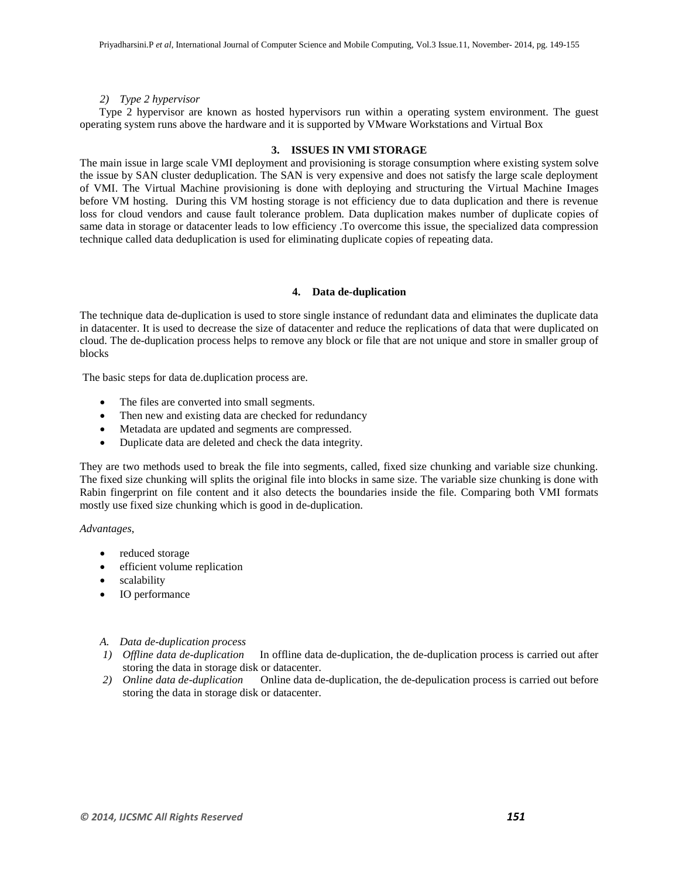*2) Type 2 hypervisor*

Type 2 hypervisor are known as hosted hypervisors run within a operating system environment. The guest operating system runs above the hardware and it is supported by VMware Workstations and Virtual Box

## 3. ISSUES IN VMI STORAGE

The main issue in large scale VMI deployment and provisioning is storage consumption where existing system solve the issue by SAN cluster deduplication. The SAN is very expensive and does not satisfy the large scale deployment of VMI. The Virtual Machine provisioning is done with deploying and structuring the Virtual Machine Images before VM hosting. During this VM hosting storage is not efficiency due to data duplication and there is revenue loss for cloud vendors and cause fault tolerance problem. Data duplication makes number of duplicate copies of same data in storage or datacenter leads to low efficiency .To overcome this issue, the specialized data compression technique called data deduplication is used for eliminating duplicate copies of repeating data.

## 4. Data de-duplication

The technique data de-duplication is used to store single instance of redundant data and eliminates the duplicate data in datacenter. It is used to decrease the size of datacenter and reduce the replications of data that were duplicated on cloud. The de-duplication process helps to remove any block or file that are not unique and store in smaller group of blocks

The basic steps for data de.duplication process are.

- The files are converted into small segments.
- Then new and existing data are checked for redundancy
- Metadata are updated and segments are compressed.
- Duplicate data are deleted and check the data integrity.

They are two methods used to break the file into segments, called, fixed size chunking and variable size chunking. The fixed size chunking will splits the original file into blocks in same size. The variable size chunking is done with Rabin fingerprint on file content and it also detects the boundaries inside the file. Comparing both VMI formats mostly use fixed size chunking which is good in de-duplication.

*Advantages,*

- reduced storage
- efficient volume replication
- scalability
- IO performance

### *A. Data de-duplication process*

1) *Offline data de-duplication* In offline data de-duplication, the de-duplication process is carried out after storing the data in storage disk or datacenter.
2) *Online data de-duplication* Online data de-duplication, the de-depulication process is carried out before storing the data in storage disk or datacenter.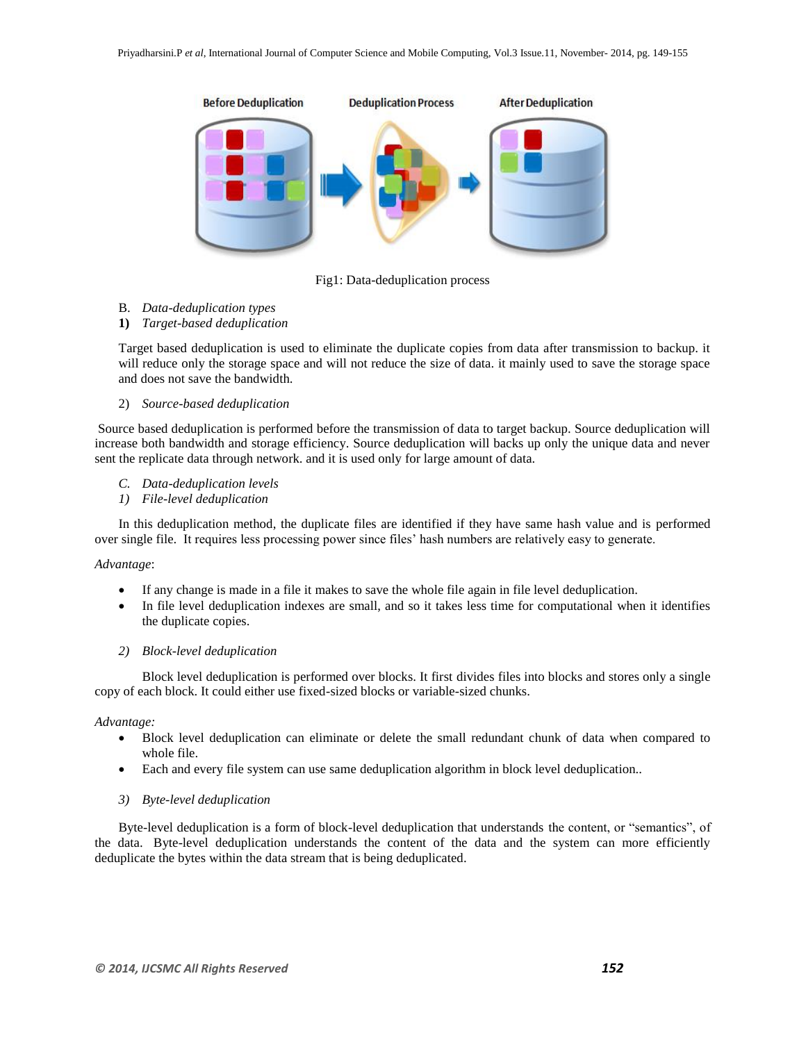Fig1: Data-deduplication process

B. *Data-deduplication types*

**1)** *Target-based deduplication*

Target based deduplication is used to eliminate the duplicate copies from data after transmission to backup. it will reduce only the storage space and will not reduce the size of data. it mainly used to save the storage space and does not save the bandwidth.

2) *Source-based deduplication*

Source based deduplication is performed before the transmission of data to target backup. Source deduplication will increase both bandwidth and storage efficiency. Source deduplication will backs up only the unique data and never sent the replicate data through network. and it is used only for large amount of data.

*C. Data-deduplication levels*

*1) File-level deduplication*

In this deduplication method, the duplicate files are identified if they have same hash value and is performed over single file. It requires less processing power since files' hash numbers are relatively easy to generate.

*Advantage*:

- If any change is made in a file it makes to save the whole file again in file level deduplication.
- In file level deduplication indexes are small, and so it takes less time for computational when it identifies the duplicate copies.

*2) Block-level deduplication*

Block level deduplication is performed over blocks. It first divides files into blocks and stores only a single copy of each block. It could either use fixed-sized blocks or variable-sized chunks.

*Advantage:*

- Block level deduplication can eliminate or delete the small redundant chunk of data when compared to whole file.
- Each and every file system can use same deduplication algorithm in block level deduplication..

*3) Byte-level deduplication*

Byte-level deduplication is a form of block-level deduplication that understands the content, or "semantics", of the data. Byte-level deduplication understands the content of the data and the system can more efficiently deduplicate the bytes within the data stream that is being deduplicated.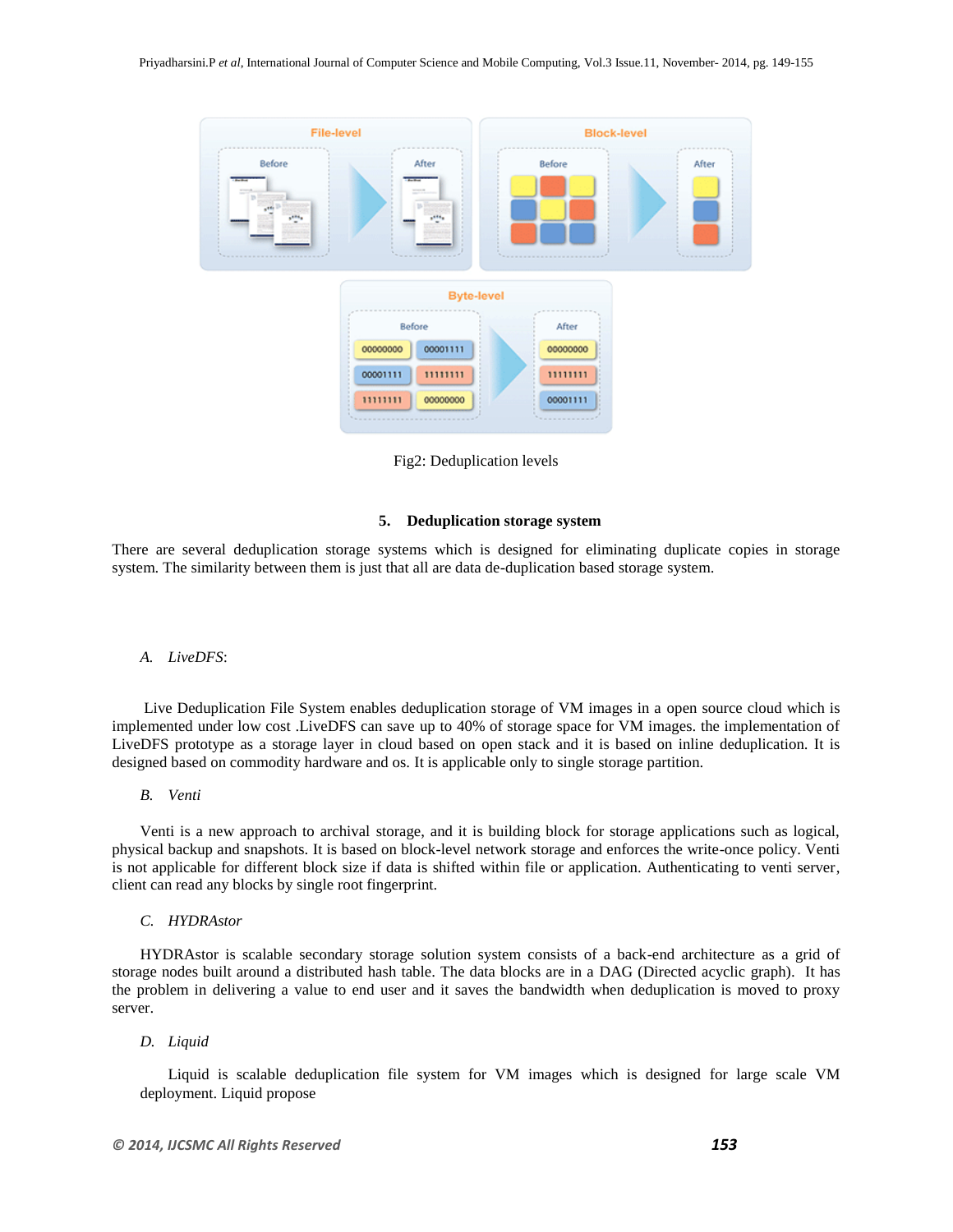Fig2: Deduplication levels

## 5. Deduplication storage system

There are several deduplication storage systems which is designed for eliminating duplicate copies in storage system. The similarity between them is just that all are data de-duplication based storage system.

### *A. LiveDFS*:

Live Deduplication File System enables deduplication storage of VM images in a open source cloud which is implemented under low cost .LiveDFS can save up to 40% of storage space for VM images. the implementation of LiveDFS prototype as a storage layer in cloud based on open stack and it is based on inline deduplication. It is designed based on commodity hardware and os. It is applicable only to single storage partition.

### *B. Venti*

Venti is a new approach to archival storage, and it is building block for storage applications such as logical, physical backup and snapshots. It is based on block-level network storage and enforces the write-once policy. Venti is not applicable for different block size if data is shifted within file or application. Authenticating to venti server, client can read any blocks by single root fingerprint.

### *C. HYDRAstor*

HYDRAstor is scalable secondary storage solution system consists of a back-end architecture as a grid of storage nodes built around a distributed hash table. The data blocks are in a DAG (Directed acyclic graph). It has the problem in delivering a value to end user and it saves the bandwidth when deduplication is moved to proxy server.

### *D. Liquid*

Liquid is scalable deduplication file system for VM images which is designed for large scale VM deployment. Liquid propose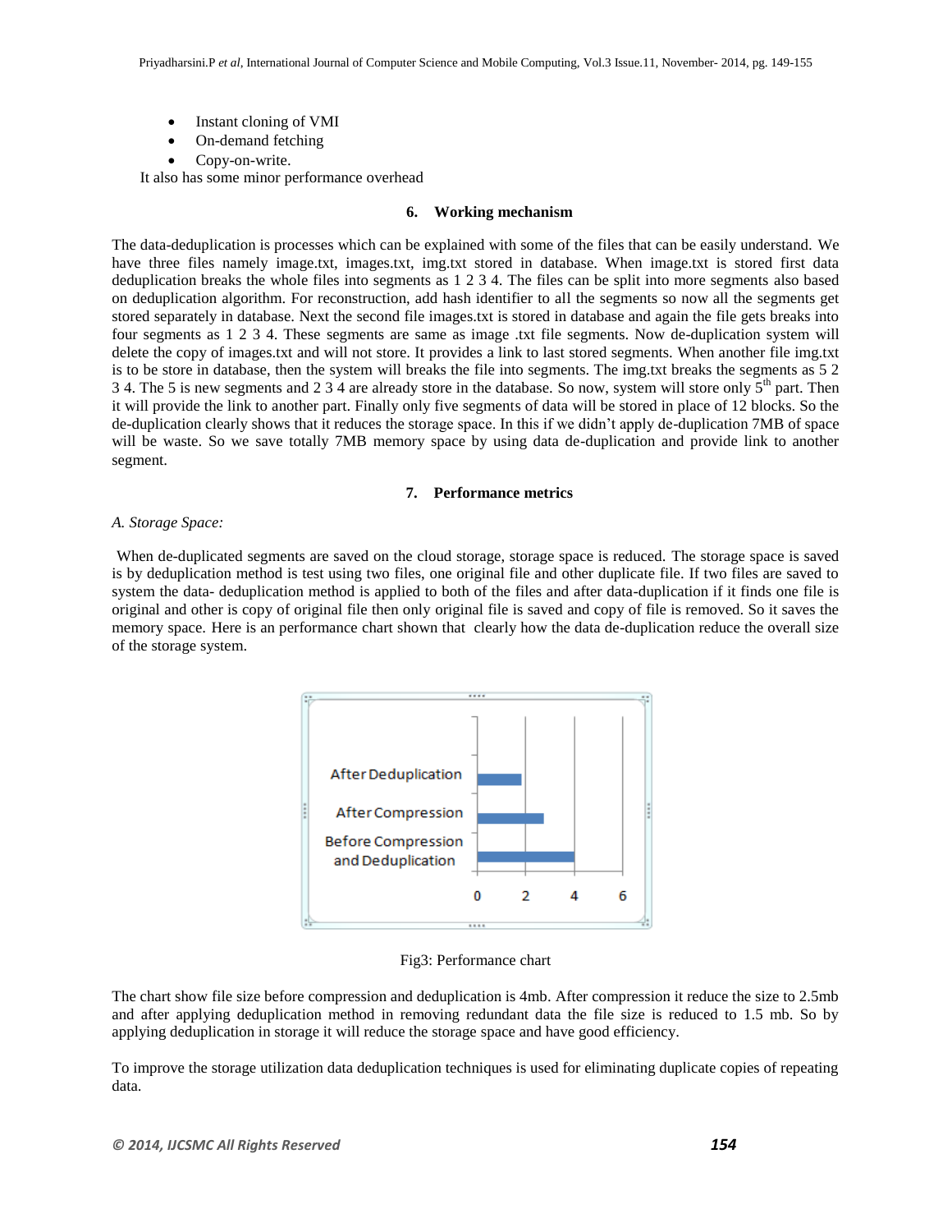- Instant cloning of VMI
- On-demand fetching
- Copy-on-write.

It also has some minor performance overhead

## 6. Working mechanism

The data-deduplication is processes which can be explained with some of the files that can be easily understand. We have three files namely image.txt, images.txt, img.txt stored in database. When image.txt is stored first data deduplication breaks the whole files into segments as 1 2 3 4. The files can be split into more segments also based on deduplication algorithm. For reconstruction, add hash identifier to all the segments so now all the segments get stored separately in database. Next the second file images.txt is stored in database and again the file gets breaks into four segments as 1 2 3 4. These segments are same as image .txt file segments. Now de-duplication system will delete the copy of images.txt and will not store. It provides a link to last stored segments. When another file img.txt is to be store in database, then the system will breaks the file into segments. The img.txt breaks the segments as 5 2 3 4. The 5 is new segments and 2 3 4 are already store in the database. So now, system will store only 5th part. Then it will provide the link to another part. Finally only five segments of data will be stored in place of 12 blocks. So the de-duplication clearly shows that it reduces the storage space. In this if we didn't apply de-duplication 7MB of space will be waste. So we save totally 7MB memory space by using data de-duplication and provide link to another segment.

## 7. Performance metrics

*A. Storage Space:*

When de-duplicated segments are saved on the cloud storage, storage space is reduced. The storage space is saved is by deduplication method is test using two files, one original file and other duplicate file. If two files are saved to system the data- deduplication method is applied to both of the files and after data-duplication if it finds one file is original and other is copy of original file then only original file is saved and copy of file is removed. So it saves the memory space. Here is an performance chart shown that clearly how the data de-duplication reduce the overall size of the storage system.

Fig3: Performance chart

The chart show file size before compression and deduplication is 4mb. After compression it reduce the size to 2.5mb and after applying deduplication method in removing redundant data the file size is reduced to 1.5 mb. So by applying deduplication in storage it will reduce the storage space and have good efficiency.

To improve the storage utilization data deduplication techniques is used for eliminating duplicate copies of repeating data.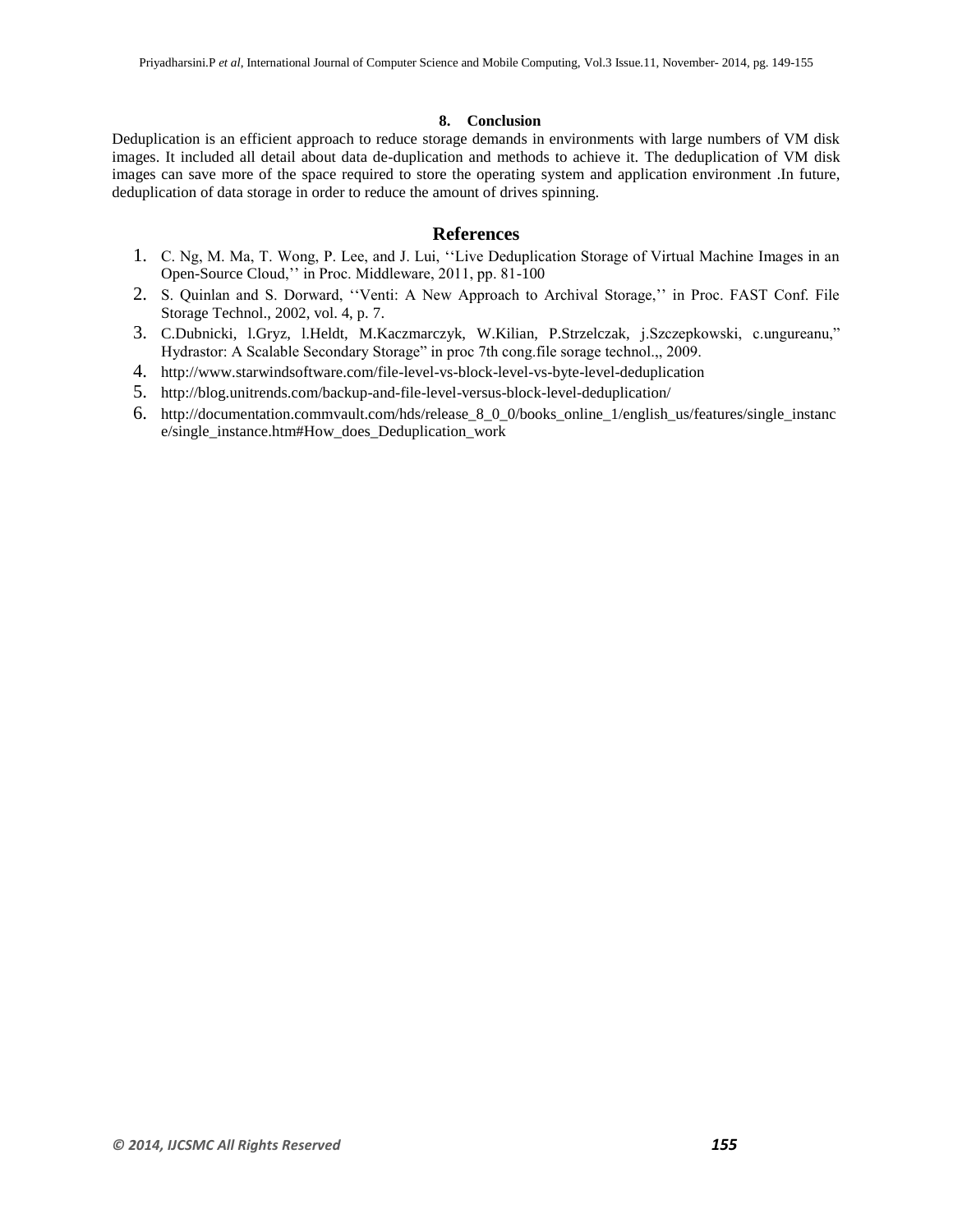## 8. Conclusion

Deduplication is an efficient approach to reduce storage demands in environments with large numbers of VM disk images. It included all detail about data de-duplication and methods to achieve it. The deduplication of VM disk images can save more of the space required to store the operating system and application environment .In future, deduplication of data storage in order to reduce the amount of drives spinning.

## References

1. C. Ng, M. Ma, T. Wong, P. Lee, and J. Lui, ‘‘Live Deduplication Storage of Virtual Machine Images in an Open-Source Cloud,’’ in Proc. Middleware, 2011, pp. 81-100
2. S. Quinlan and S. Dorward, ‘‘Venti: A New Approach to Archival Storage,’’ in Proc. FAST Conf. File Storage Technol., 2002, vol. 4, p. 7.
3. C.Dubnicki, l.Gryz, l.Heldt, M.Kaczmarczyk, W.Kilian, P.Strzelczak, j.Szczepkowski, c.ungureanu,” Hydrastor: A Scalable Secondary Storage” in proc 7th cong.file sorage technol.,, 2009.
4. http://www.starwindsoftware.com/file-level-vs-block-level-vs-byte-level-deduplication
5. http://blog.unitrends.com/backup-and-file-level-versus-block-level-deduplication/
6. http://documentation.commvault.com/hds/release_8_0_0/books_online_1/english_us/features/single_instance/single_instance.htm#How_does_Deduplication_work